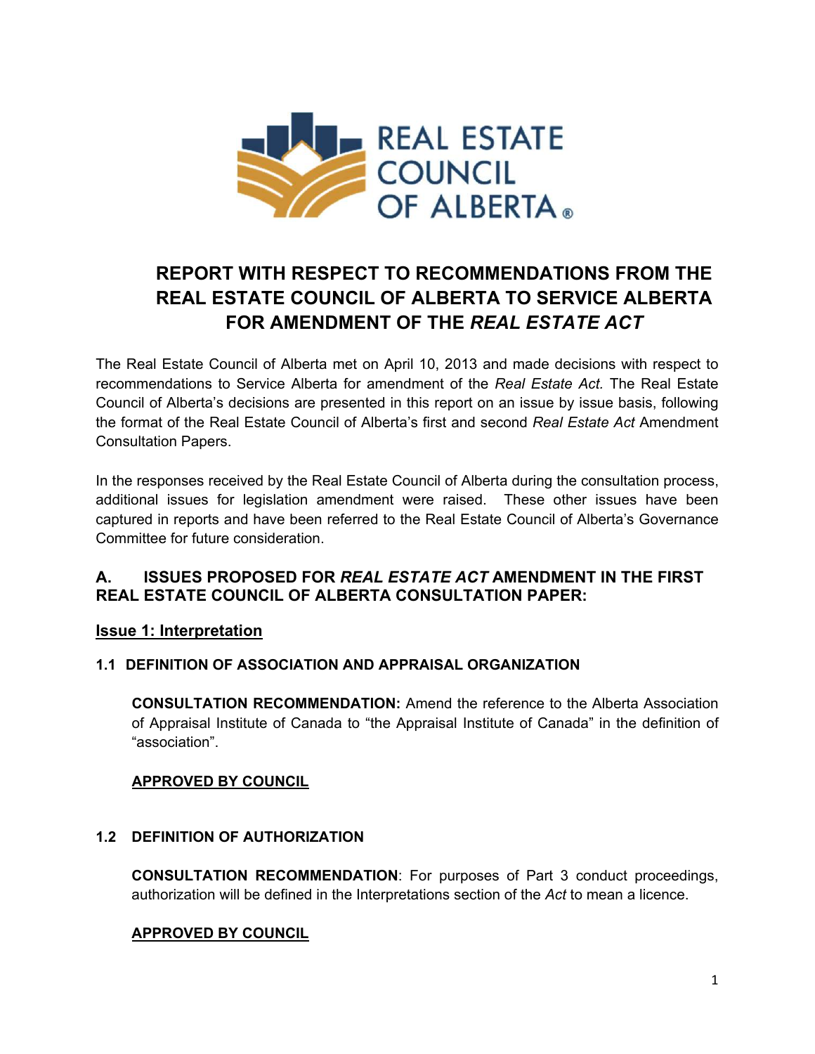# REPORT WITH RESPECT TO RECOMMENDATIONS FROM THE REAL ESTATE COUNCIL OF ALBERTA TO SERVICE ALBERTA FOR AMENDMENT OF THE *REAL ESTATE ACT*

The Real Estate Council of Alberta met on April 10, 2013 and made decisions with respect to recommendations to Service Alberta for amendment of the *Real Estate Act.* The Real Estate Council of Alberta's decisions are presented in this report on an issue by issue basis, following the format of the Real Estate Council of Alberta's first and second *Real Estate Act* Amendment Consultation Papers.

In the responses received by the Real Estate Council of Alberta during the consultation process, additional issues for legislation amendment were raised. These other issues have been captured in reports and have been referred to the Real Estate Council of Alberta's Governance Committee for future consideration.

## A. ISSUES PROPOSED FOR *REAL ESTATE ACT* AMENDMENT IN THE FIRST REAL ESTATE COUNCIL OF ALBERTA CONSULTATION PAPER:

### Issue 1: Interpretation

#### 1.1 DEFINITION OF ASSOCIATION AND APPRAISAL ORGANIZATION

**CONSULTATION RECOMMENDATION:** Amend the reference to the Alberta Association of Appraisal Institute of Canada to "the Appraisal Institute of Canada" in the definition of "association".

**APPROVED BY COUNCIL**

#### 1.2 DEFINITION OF AUTHORIZATION

**CONSULTATION RECOMMENDATION**: For purposes of Part 3 conduct proceedings, authorization will be defined in the Interpretations section of the *Act* to mean a licence.

**APPROVED BY COUNCIL**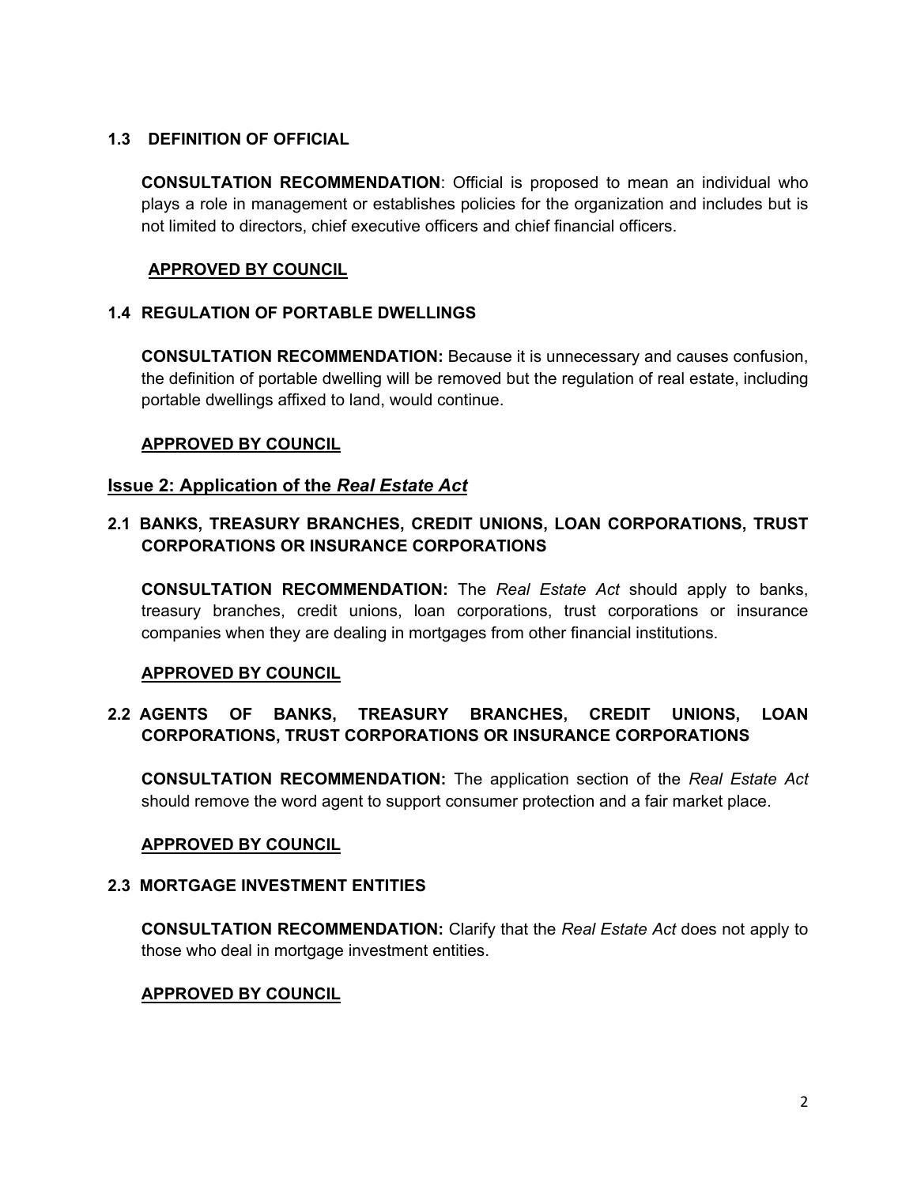### 1.3 DEFINITION OF OFFICIAL

**CONSULTATION RECOMMENDATION**: Official is proposed to mean an individual who plays a role in management or establishes policies for the organization and includes but is not limited to directors, chief executive officers and chief financial officers.

**APPROVED BY COUNCIL**

### 1.4 REGULATION OF PORTABLE DWELLINGS

**CONSULTATION RECOMMENDATION:** Because it is unnecessary and causes confusion, the definition of portable dwelling will be removed but the regulation of real estate, including portable dwellings affixed to land, would continue.

**APPROVED BY COUNCIL**

## Issue 2: Application of the *Real Estate Act*

### 2.1 BANKS, TREASURY BRANCHES, CREDIT UNIONS, LOAN CORPORATIONS, TRUST CORPORATIONS OR INSURANCE CORPORATIONS

**CONSULTATION RECOMMENDATION:** The *Real Estate Act* should apply to banks, treasury branches, credit unions, loan corporations, trust corporations or insurance companies when they are dealing in mortgages from other financial institutions.

**APPROVED BY COUNCIL**

### 2.2 AGENTS OF BANKS, TREASURY BRANCHES, CREDIT UNIONS, LOAN CORPORATIONS, TRUST CORPORATIONS OR INSURANCE CORPORATIONS

**CONSULTATION RECOMMENDATION:** The application section of the *Real Estate Act* should remove the word agent to support consumer protection and a fair market place.

**APPROVED BY COUNCIL**

### 2.3 MORTGAGE INVESTMENT ENTITIES

**CONSULTATION RECOMMENDATION:** Clarify that the *Real Estate Act* does not apply to those who deal in mortgage investment entities.

**APPROVED BY COUNCIL**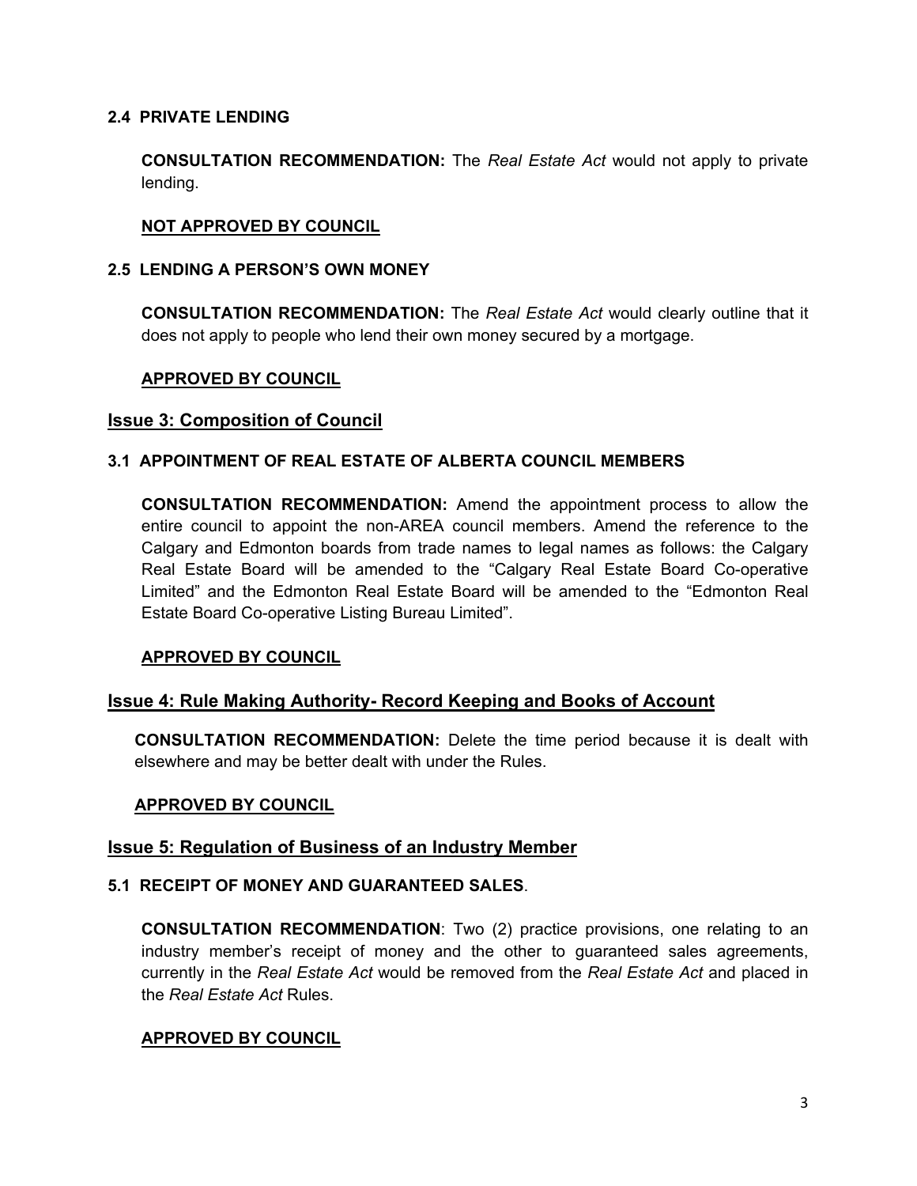### 2.4 PRIVATE LENDING

**CONSULTATION RECOMMENDATION:** The *Real Estate Act* would not apply to private lending.

**NOT APPROVED BY COUNCIL**

### 2.5 LENDING A PERSON'S OWN MONEY

**CONSULTATION RECOMMENDATION:** The *Real Estate Act* would clearly outline that it does not apply to people who lend their own money secured by a mortgage.

**APPROVED BY COUNCIL**

## Issue 3: Composition of Council

### 3.1 APPOINTMENT OF REAL ESTATE OF ALBERTA COUNCIL MEMBERS

**CONSULTATION RECOMMENDATION:** Amend the appointment process to allow the entire council to appoint the non-AREA council members. Amend the reference to the Calgary and Edmonton boards from trade names to legal names as follows: the Calgary Real Estate Board will be amended to the "Calgary Real Estate Board Co-operative Limited" and the Edmonton Real Estate Board will be amended to the "Edmonton Real Estate Board Co-operative Listing Bureau Limited".

**APPROVED BY COUNCIL**

## Issue 4: Rule Making Authority- Record Keeping and Books of Account

**CONSULTATION RECOMMENDATION:** Delete the time period because it is dealt with elsewhere and may be better dealt with under the Rules.

**APPROVED BY COUNCIL**

## Issue 5: Regulation of Business of an Industry Member

### 5.1 RECEIPT OF MONEY AND GUARANTEED SALES.

**CONSULTATION RECOMMENDATION**: Two (2) practice provisions, one relating to an industry member's receipt of money and the other to guaranteed sales agreements, currently in the *Real Estate Act* would be removed from the *Real Estate Act* and placed in the *Real Estate Act* Rules.

**APPROVED BY COUNCIL**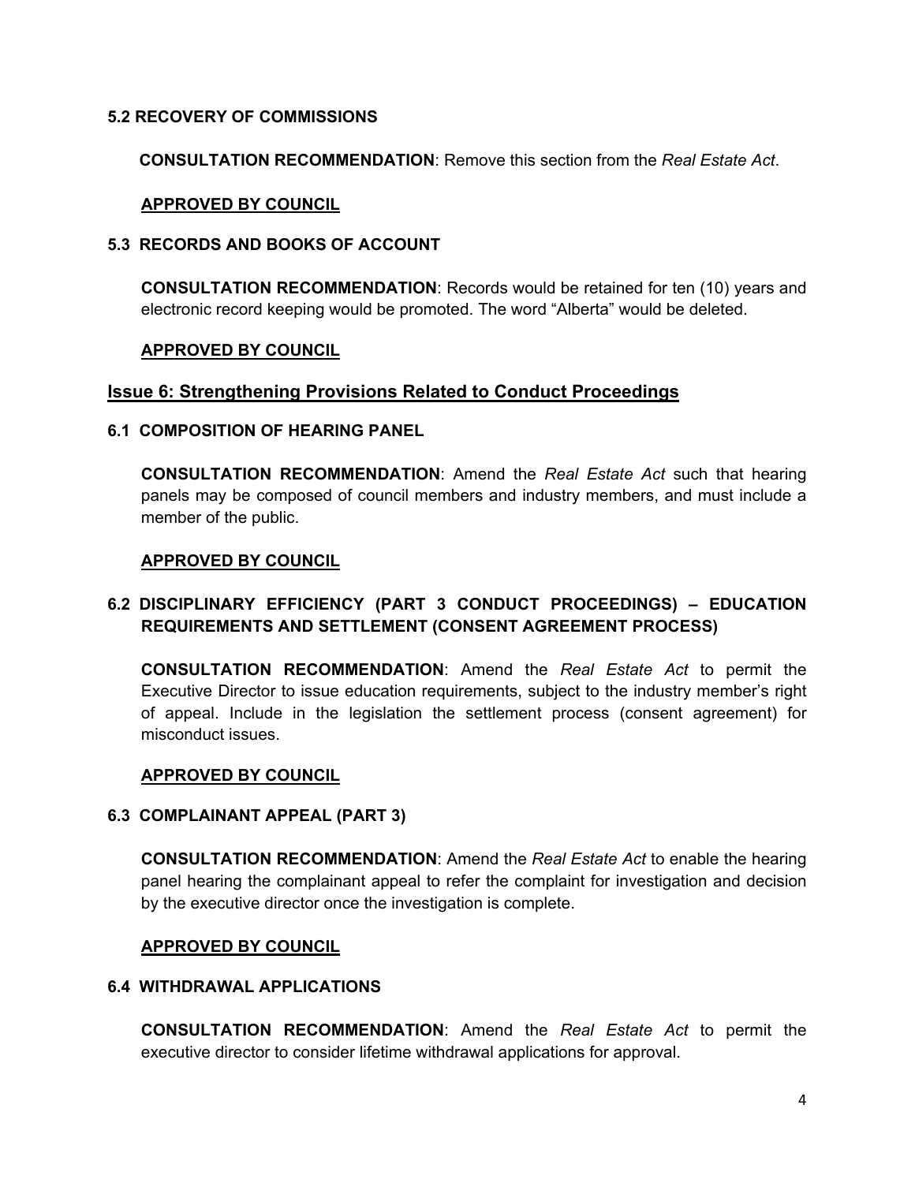### 5.2 RECOVERY OF COMMISSIONS

**CONSULTATION RECOMMENDATION**: Remove this section from the *Real Estate Act*.

**APPROVED BY COUNCIL**

### 5.3 RECORDS AND BOOKS OF ACCOUNT

**CONSULTATION RECOMMENDATION**: Records would be retained for ten (10) years and electronic record keeping would be promoted. The word "Alberta" would be deleted.

**APPROVED BY COUNCIL**

## Issue 6: Strengthening Provisions Related to Conduct Proceedings

### 6.1 COMPOSITION OF HEARING PANEL

**CONSULTATION RECOMMENDATION**: Amend the *Real Estate Act* such that hearing panels may be composed of council members and industry members, and must include a member of the public.

**APPROVED BY COUNCIL**

### 6.2 DISCIPLINARY EFFICIENCY (PART 3 CONDUCT PROCEEDINGS) – EDUCATION REQUIREMENTS AND SETTLEMENT (CONSENT AGREEMENT PROCESS)

**CONSULTATION RECOMMENDATION**: Amend the *Real Estate Act* to permit the Executive Director to issue education requirements, subject to the industry member's right of appeal. Include in the legislation the settlement process (consent agreement) for misconduct issues.

**APPROVED BY COUNCIL**

### 6.3 COMPLAINANT APPEAL (PART 3)

**CONSULTATION RECOMMENDATION**: Amend the *Real Estate Act* to enable the hearing panel hearing the complainant appeal to refer the complaint for investigation and decision by the executive director once the investigation is complete.

**APPROVED BY COUNCIL**

### 6.4 WITHDRAWAL APPLICATIONS

**CONSULTATION RECOMMENDATION**: Amend the *Real Estate Act* to permit the executive director to consider lifetime withdrawal applications for approval.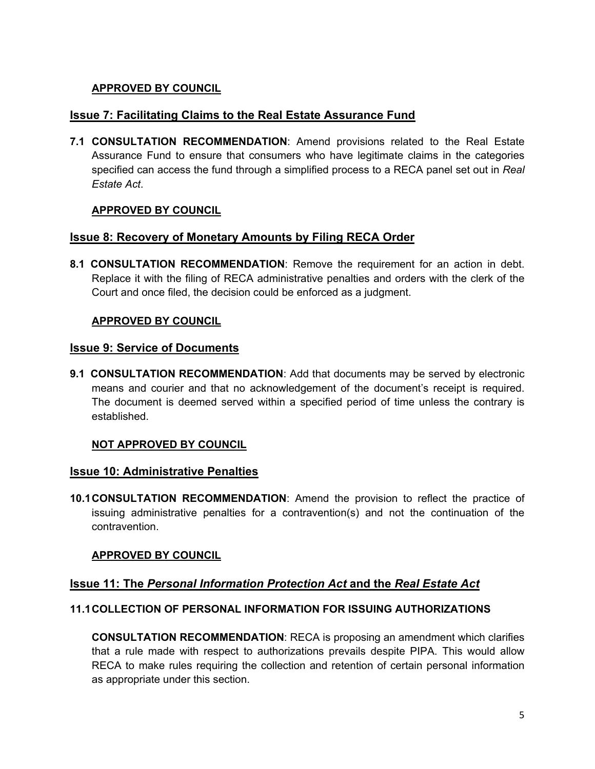**APPROVED BY COUNCIL**

## Issue 7: Facilitating Claims to the Real Estate Assurance Fund

**7.1 CONSULTATION RECOMMENDATION**: Amend provisions related to the Real Estate Assurance Fund to ensure that consumers who have legitimate claims in the categories specified can access the fund through a simplified process to a RECA panel set out in *Real Estate Act*.

**APPROVED BY COUNCIL**

## Issue 8: Recovery of Monetary Amounts by Filing RECA Order

**8.1 CONSULTATION RECOMMENDATION**: Remove the requirement for an action in debt. Replace it with the filing of RECA administrative penalties and orders with the clerk of the Court and once filed, the decision could be enforced as a judgment.

**APPROVED BY COUNCIL**

## Issue 9: Service of Documents

**9.1 CONSULTATION RECOMMENDATION**: Add that documents may be served by electronic means and courier and that no acknowledgement of the document's receipt is required. The document is deemed served within a specified period of time unless the contrary is established.

**NOT APPROVED BY COUNCIL**

## Issue 10: Administrative Penalties

**10.1 CONSULTATION RECOMMENDATION**: Amend the provision to reflect the practice of issuing administrative penalties for a contravention(s) and not the continuation of the contravention.

**APPROVED BY COUNCIL**

## Issue 11: The *Personal Information Protection Act* and the *Real Estate Act*

### 11.1 COLLECTION OF PERSONAL INFORMATION FOR ISSUING AUTHORIZATIONS

**CONSULTATION RECOMMENDATION**: RECA is proposing an amendment which clarifies that a rule made with respect to authorizations prevails despite PIPA. This would allow RECA to make rules requiring the collection and retention of certain personal information as appropriate under this section.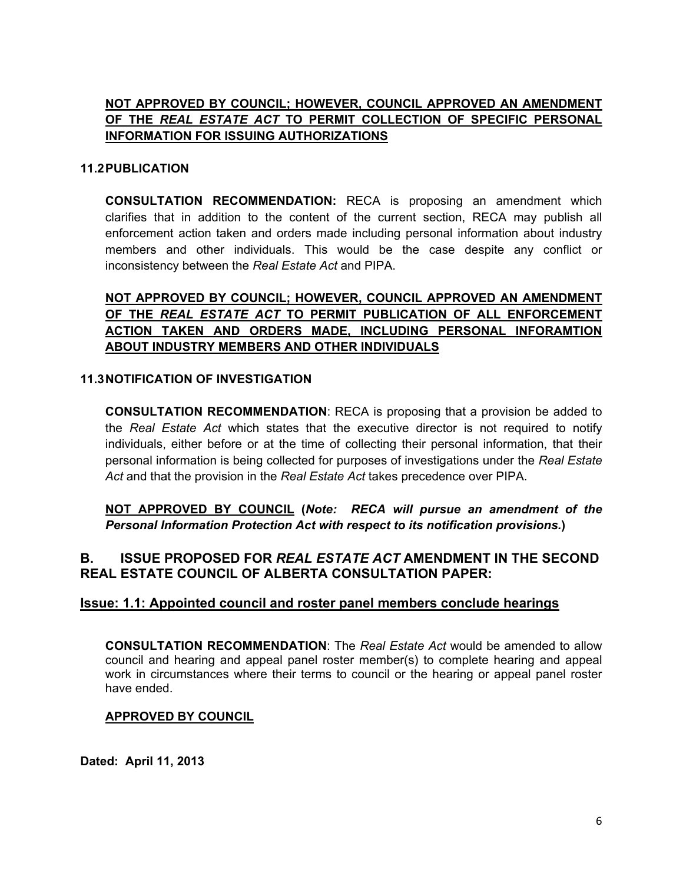**<u>NOT APPROVED BY COUNCIL; HOWEVER, COUNCIL APPROVED AN AMENDMENT OF THE *REAL ESTATE ACT* TO PERMIT COLLECTION OF SPECIFIC PERSONAL INFORMATION FOR ISSUING AUTHORIZATIONS</u>**

### 11.2 PUBLICATION

**CONSULTATION RECOMMENDATION:** RECA is proposing an amendment which clarifies that in addition to the content of the current section, RECA may publish all enforcement action taken and orders made including personal information about industry members and other individuals. This would be the case despite any conflict or inconsistency between the *Real Estate Act* and PIPA.

**<u>NOT APPROVED BY COUNCIL; HOWEVER, COUNCIL APPROVED AN AMENDMENT OF THE *REAL ESTATE ACT* TO PERMIT PUBLICATION OF ALL ENFORCEMENT ACTION TAKEN AND ORDERS MADE, INCLUDING PERSONAL INFORAMTION ABOUT INDUSTRY MEMBERS AND OTHER INDIVIDUALS</u>**

### 11.3 NOTIFICATION OF INVESTIGATION

**CONSULTATION RECOMMENDATION**: RECA is proposing that a provision be added to the *Real Estate Act* which states that the executive director is not required to notify individuals, either before or at the time of collecting their personal information, that their personal information is being collected for purposes of investigations under the *Real Estate Act* and that the provision in the *Real Estate Act* takes precedence over PIPA.

**<u>NOT APPROVED BY COUNCIL</u> (*Note: RECA will pursue an amendment of the Personal Information Protection Act with respect to its notification provisions.*)**

## B. ISSUE PROPOSED FOR *REAL ESTATE ACT* AMENDMENT IN THE SECOND REAL ESTATE COUNCIL OF ALBERTA CONSULTATION PAPER:

### <u>Issue: 1.1: Appointed council and roster panel members conclude hearings</u>

**CONSULTATION RECOMMENDATION**: The *Real Estate Act* would be amended to allow council and hearing and appeal panel roster member(s) to complete hearing and appeal work in circumstances where their terms to council or the hearing or appeal panel roster have ended.

**<u>APPROVED BY COUNCIL</u>**

**Dated: April 11, 2013**